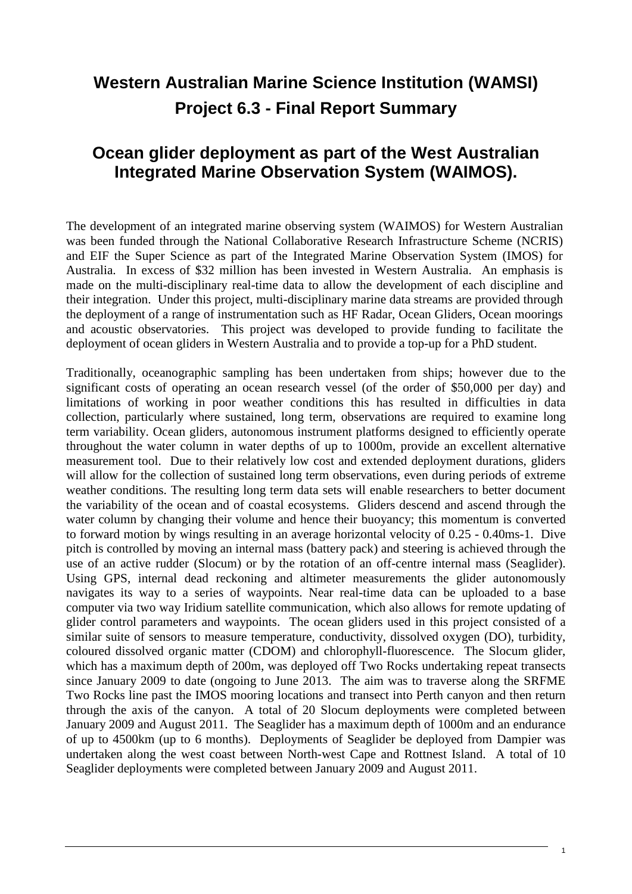# Western Australian Marine Science Institution (WAMSI) Project 6.3 - Final Report Summary

## Ocean glider deployment as part of the West Australian Integrated Marine Observation System (WAIMOS).

The development of an integrated marine observing system (WAIMOS) for Western Australian was been funded through the National Collaborative Research Infrastructure Scheme (NCRIS) and EIF the Super Science as part of the Integrated Marine Observation System (IMOS) for Australia. In excess of $32 million has been invested in Western Australia. An emphasis is made on the multi-disciplinary real-time data to allow the development of each discipline and their integration. Under this project, multi-disciplinary marine data streams are provided through the deployment of a range of instrumentation such as HF Radar, Ocean Gliders, Ocean moorings and acoustic observatories. This project was developed to provide funding to facilitate the deployment of ocean gliders in Western Australia and to provide a top-up for a PhD student.

Traditionally, oceanographic sampling has been undertaken from ships; however due to the significant costs of operating an ocean research vessel (of the order of $50,000 per day) and limitations of working in poor weather conditions this has resulted in difficulties in data collection, particularly where sustained, long term, observations are required to examine long term variability. Ocean gliders, autonomous instrument platforms designed to efficiently operate throughout the water column in water depths of up to 1000m, provide an excellent alternative measurement tool. Due to their relatively low cost and extended deployment durations, gliders will allow for the collection of sustained long term observations, even during periods of extreme weather conditions. The resulting long term data sets will enable researchers to better document the variability of the ocean and of coastal ecosystems. Gliders descend and ascend through the water column by changing their volume and hence their buoyancy; this momentum is converted to forward motion by wings resulting in an average horizontal velocity of 0.25 - 0.40ms-1. Dive pitch is controlled by moving an internal mass (battery pack) and steering is achieved through the use of an active rudder (Slocum) or by the rotation of an off-centre internal mass (Seaglider). Using GPS, internal dead reckoning and altimeter measurements the glider autonomously navigates its way to a series of waypoints. Near real-time data can be uploaded to a base computer via two way Iridium satellite communication, which also allows for remote updating of glider control parameters and waypoints. The ocean gliders used in this project consisted of a similar suite of sensors to measure temperature, conductivity, dissolved oxygen (DO), turbidity, coloured dissolved organic matter (CDOM) and chlorophyll-fluorescence. The Slocum glider, which has a maximum depth of 200m, was deployed off Two Rocks undertaking repeat transects since January 2009 to date (ongoing to June 2013. The aim was to traverse along the SRFME Two Rocks line past the IMOS mooring locations and transect into Perth canyon and then return through the axis of the canyon. A total of 20 Slocum deployments were completed between January 2009 and August 2011. The Seaglider has a maximum depth of 1000m and an endurance of up to 4500km (up to 6 months). Deployments of Seaglider be deployed from Dampier was undertaken along the west coast between North-west Cape and Rottnest Island. A total of 10 Seaglider deployments were completed between January 2009 and August 2011.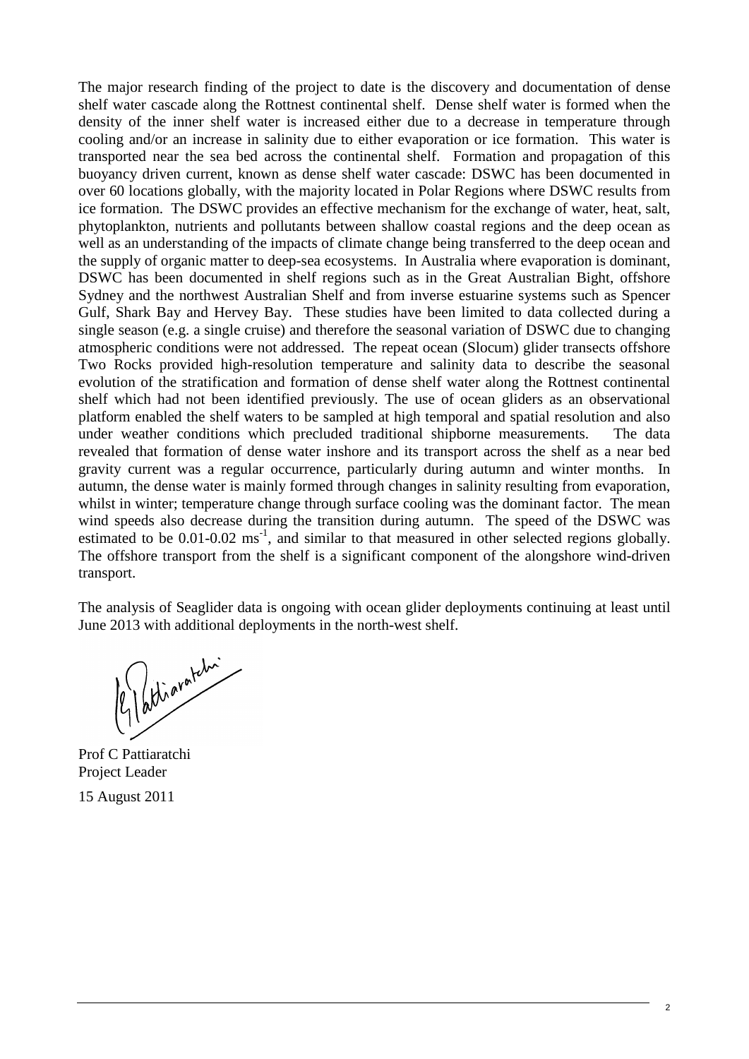The major research finding of the project to date is the discovery and documentation of dense shelf water cascade along the Rottnest continental shelf. Dense shelf water is formed when the density of the inner shelf water is increased either due to a decrease in temperature through cooling and/or an increase in salinity due to either evaporation or ice formation. This water is transported near the sea bed across the continental shelf. Formation and propagation of this buoyancy driven current, known as dense shelf water cascade: DSWC has been documented in over 60 locations globally, with the majority located in Polar Regions where DSWC results from ice formation. The DSWC provides an effective mechanism for the exchange of water, heat, salt, phytoplankton, nutrients and pollutants between shallow coastal regions and the deep ocean as well as an understanding of the impacts of climate change being transferred to the deep ocean and the supply of organic matter to deep-sea ecosystems. In Australia where evaporation is dominant, DSWC has been documented in shelf regions such as in the Great Australian Bight, offshore Sydney and the northwest Australian Shelf and from inverse estuarine systems such as Spencer Gulf, Shark Bay and Hervey Bay. These studies have been limited to data collected during a single season (e.g. a single cruise) and therefore the seasonal variation of DSWC due to changing atmospheric conditions were not addressed. The repeat ocean (Slocum) glider transects offshore Two Rocks provided high-resolution temperature and salinity data to describe the seasonal evolution of the stratification and formation of dense shelf water along the Rottnest continental shelf which had not been identified previously. The use of ocean gliders as an observational platform enabled the shelf waters to be sampled at high temporal and spatial resolution and also under weather conditions which precluded traditional shipborne measurements. The data revealed that formation of dense water inshore and its transport across the shelf as a near bed gravity current was a regular occurrence, particularly during autumn and winter months. In autumn, the dense water is mainly formed through changes in salinity resulting from evaporation, whilst in winter; temperature change through surface cooling was the dominant factor. The mean wind speeds also decrease during the transition during autumn. The speed of the DSWC was estimated to be 0.01-0.02 $ms^{-1}$, and similar to that measured in other selected regions globally. The offshore transport from the shelf is a significant component of the alongshore wind-driven transport.

The analysis of Seaglider data is ongoing with ocean glider deployments continuing at least until June 2013 with additional deployments in the north-west shelf.

Prof C Pattiaratchi
Project Leader

15 August 2011